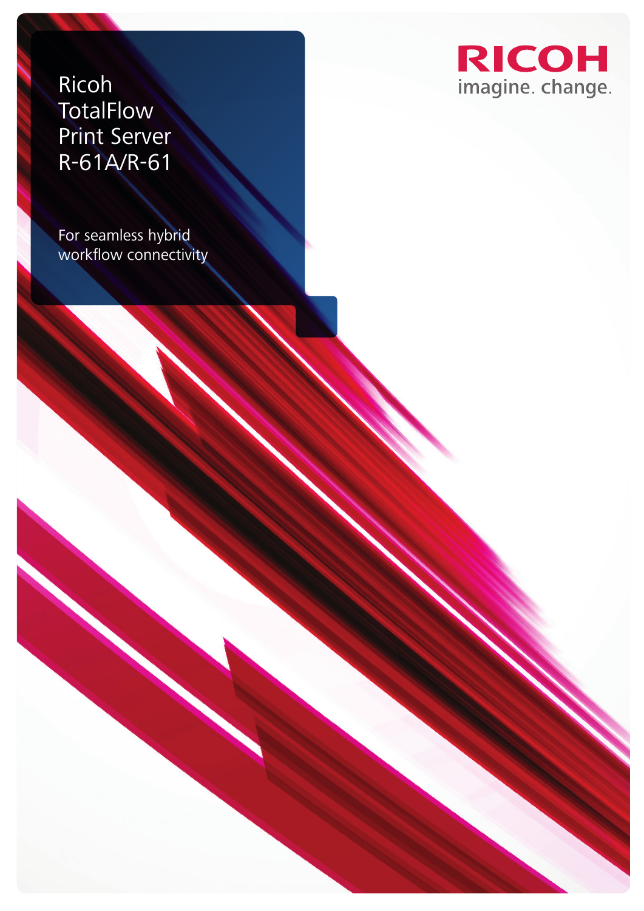# Ricoh TotalFlow Print Server R-61A/R-61

For seamless hybrid workflow connectivity

RICOH
imagine. change.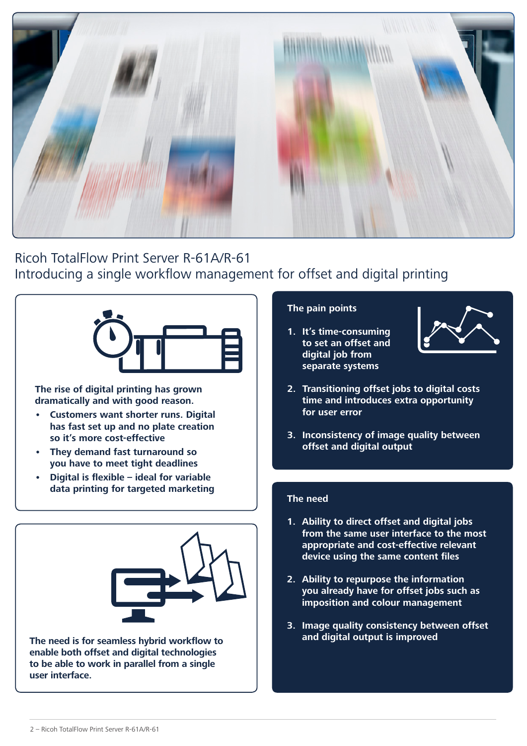# Ricoh TotalFlow Print Server R-61A/R-61

## Introducing a single workflow management for offset and digital printing

**The rise of digital printing has grown dramatically and with good reason.**

- **Customers want shorter runs. Digital has fast set up and no plate creation so it's more cost-effective**
- **They demand fast turnaround so you have to meet tight deadlines**
- **Digital is flexible – ideal for variable data printing for targeted marketing**

**The need is for seamless hybrid workflow to enable both offset and digital technologies to be able to work in parallel from a single user interface.**

### The pain points

1. **It's time-consuming to set an offset and digital job from separate systems**
2. **Transitioning offset jobs to digital costs time and introduces extra opportunity for user error**
3. **Inconsistency of image quality between offset and digital output**

### The need

1. **Ability to direct offset and digital jobs from the same user interface to the most appropriate and cost-effective relevant device using the same content files**
2. **Ability to repurpose the information you already have for offset jobs such as imposition and colour management**
3. **Image quality consistency between offset and digital output is improved**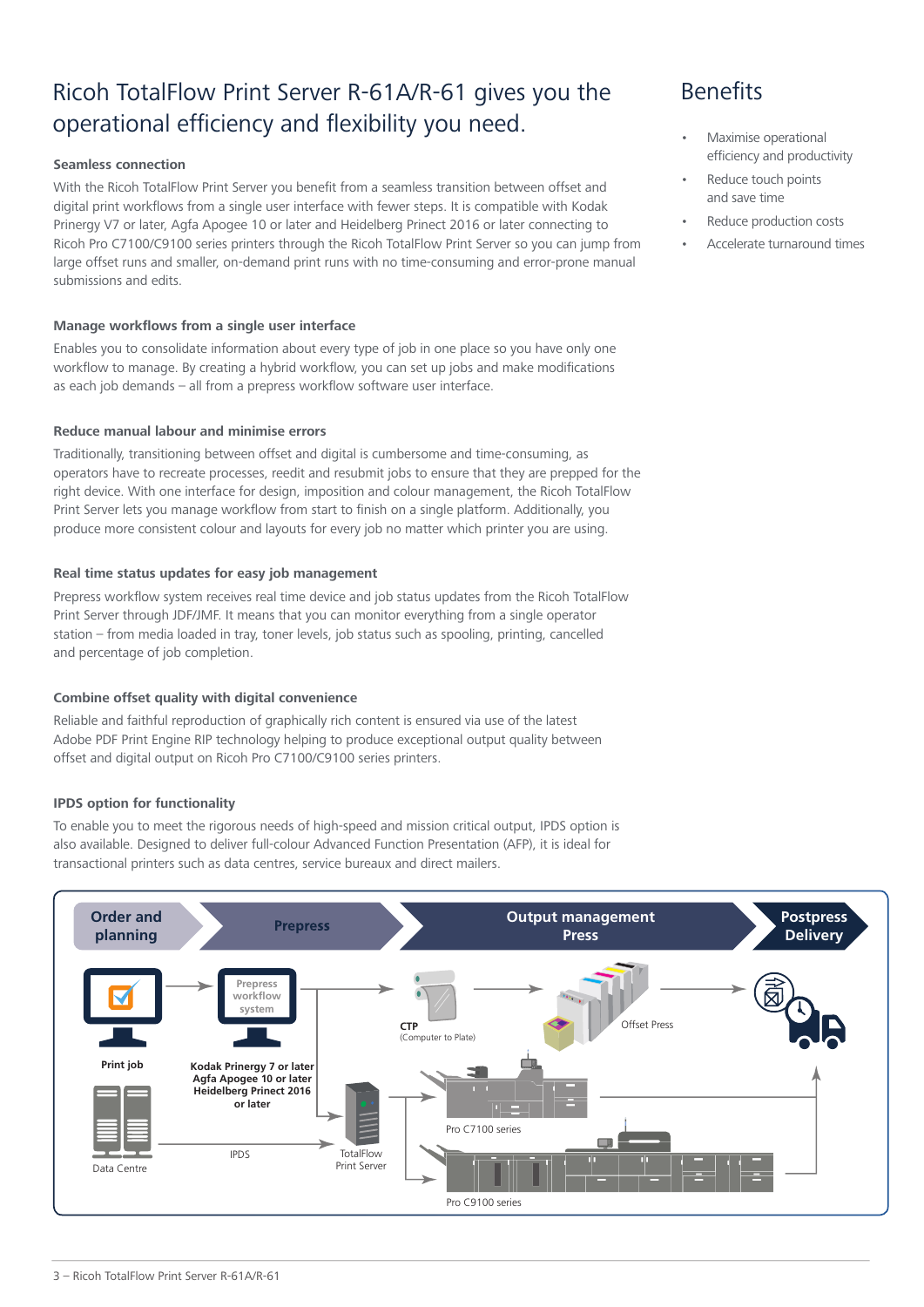# Ricoh TotalFlow Print Server R-61A/R-61 gives you the operational efficiency and flexibility you need.

### Seamless connection

With the Ricoh TotalFlow Print Server you benefit from a seamless transition between offset and digital print workflows from a single user interface with fewer steps. It is compatible with Kodak Prinergy V7 or later, Agfa Apogee 10 or later and Heidelberg Prinect 2016 or later connecting to Ricoh Pro C7100/C9100 series printers through the Ricoh TotalFlow Print Server so you can jump from large offset runs and smaller, on-demand print runs with no time-consuming and error-prone manual submissions and edits.

### Manage workflows from a single user interface

Enables you to consolidate information about every type of job in one place so you have only one workflow to manage. By creating a hybrid workflow, you can set up jobs and make modifications as each job demands – all from a prepress workflow software user interface.

### Reduce manual labour and minimise errors

Traditionally, transitioning between offset and digital is cumbersome and time-consuming, as operators have to recreate processes, reedit and resubmit jobs to ensure that they are prepped for the right device. With one interface for design, imposition and colour management, the Ricoh TotalFlow Print Server lets you manage workflow from start to finish on a single platform. Additionally, you produce more consistent colour and layouts for every job no matter which printer you are using.

### Real time status updates for easy job management

Prepress workflow system receives real time device and job status updates from the Ricoh TotalFlow Print Server through JDF/JMF. It means that you can monitor everything from a single operator station – from media loaded in tray, toner levels, job status such as spooling, printing, cancelled and percentage of job completion.

### Combine offset quality with digital convenience

Reliable and faithful reproduction of graphically rich content is ensured via use of the latest Adobe PDF Print Engine RIP technology helping to produce exceptional output quality between offset and digital output on Ricoh Pro C7100/C9100 series printers.

### IPDS option for functionality

To enable you to meet the rigorous needs of high-speed and mission critical output, IPDS option is also available. Designed to deliver full-colour Advanced Function Presentation (AFP), it is ideal for transactional printers such as data centres, service bureaux and direct mailers.

Order and planning | Prepress | Output management Press | Postpress Delivery

Print job · Prepress workflow system · Kodak Prinergy 7 or later, Agfa Apogee 10 or later, Heidelberg Prinect 2016 or later · CTP (Computer to Plate) · Offset Press · Data Centre · IPDS · TotalFlow Print Server · Pro C7100 series · Pro C9100 series

## Benefits

- Maximise operational efficiency and productivity
- Reduce touch points and save time
- Reduce production costs
- Accelerate turnaround times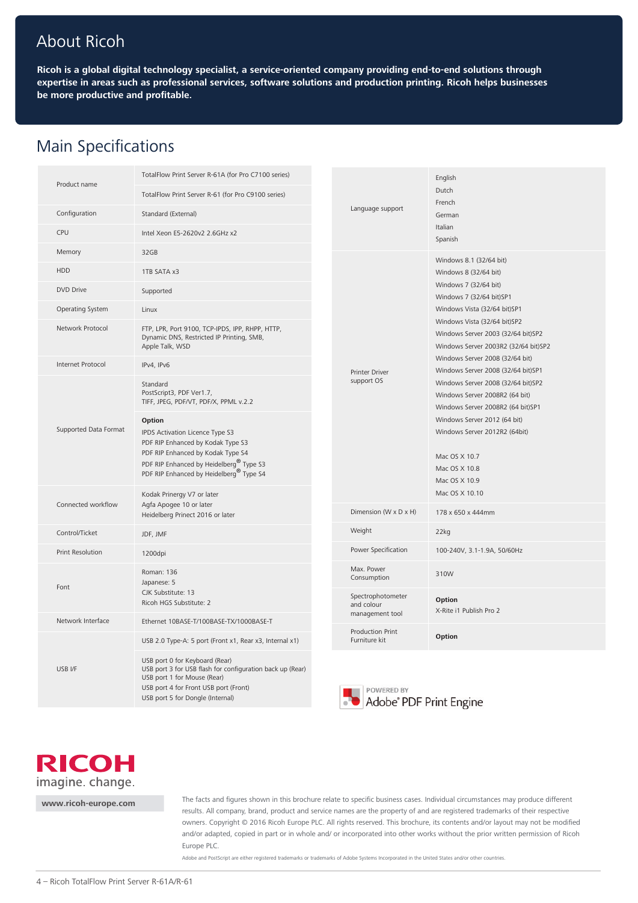## About Ricoh

**Ricoh is a global digital technology specialist, a service-oriented company providing end-to-end solutions through expertise in areas such as professional services, software solutions and production printing. Ricoh helps businesses be more productive and profitable.**

## Main Specifications

| | |
|---|---|
| Product name | TotalFlow Print Server R-61A (for Pro C7100 series)<br>TotalFlow Print Server R-61 (for Pro C9100 series) |
| Configuration | Standard (External) |
| CPU | Intel Xeon E5-2620v2 2.6GHz x2 |
| Memory | 32GB |
| HDD | 1TB SATA x3 |
| DVD Drive | Supported |
| Operating System | Linux |
| Network Protocol | FTP, LPR, Port 9100, TCP-IPDS, IPP, RHPP, HTTP, Dynamic DNS, Restricted IP Printing, SMB, Apple Talk, WSD |
| Internet Protocol | IPv4, IPv6 |
| Supported Data Format | Standard<br>PostScript3, PDF Ver1.7, TIFF, JPEG, PDF/VT, PDF/X, PPML v.2.2<br>**Option**<br>IPDS Activation Licence Type S3<br>PDF RIP Enhanced by Kodak Type S3<br>PDF RIP Enhanced by Kodak Type S4<br>PDF RIP Enhanced by Heidelberg® Type S3<br>PDF RIP Enhanced by Heidelberg® Type S4 |
| Connected workflow | Kodak Prinergy V7 or later<br>Agfa Apogee 10 or later<br>Heidelberg Prinect 2016 or later |
| Control/Ticket | JDF, JMF |
| Print Resolution | 1200dpi |
| Font | Roman: 136<br>Japanese: 5<br>CJK Substitute: 13<br>Ricoh HGS Substitute: 2 |
| Network Interface | Ethernet 10BASE-T/100BASE-TX/1000BASE-T |
| USB I/F | USB 2.0 Type-A: 5 port (Front x1, Rear x3, Internal x1)<br>USB port 0 for Keyboard (Rear)<br>USB port 3 for USB flash for configuration back up (Rear)<br>USB port 1 for Mouse (Rear)<br>USB port 4 for Front USB port (Front)<br>USB port 5 for Dongle (Internal) |
| Language support | English<br>Dutch<br>French<br>German<br>Italian<br>Spanish |
| Printer Driver support OS | Windows 8.1 (32/64 bit)<br>Windows 8 (32/64 bit)<br>Windows 7 (32/64 bit)<br>Windows 7 (32/64 bit)SP1<br>Windows Vista (32/64 bit)SP1<br>Windows Vista (32/64 bit)SP2<br>Windows Server 2003 (32/64 bit)SP2<br>Windows Server 2003R2 (32/64 bit)SP2<br>Windows Server 2008 (32/64 bit)<br>Windows Server 2008 (32/64 bit)SP1<br>Windows Server 2008 (32/64 bit)SP2<br>Windows Server 2008R2 (64 bit)<br>Windows Server 2008R2 (64 bit)SP1<br>Windows Server 2012 (64 bit)<br>Windows Server 2012R2 (64bit)<br><br>Mac OS X 10.7<br>Mac OS X 10.8<br>Mac OS X 10.9<br>Mac OS X 10.10 |
| Dimension (W x D x H) | 178 x 650 x 444mm |
| Weight | 22kg |
| Power Specification | 100-240V, 3.1-1.9A, 50/60Hz |
| Max. Power Consumption | 310W |
| Spectrophotometer and colour management tool | **Option**<br>X-Rite i1 Publish Pro 2 |
| Production Print Furniture kit | **Option** |

POWERED BY Adobe® PDF Print Engine

RICOH
imagine. change.

www.ricoh-europe.com

The facts and figures shown in this brochure relate to specific business cases. Individual circumstances may produce different results. All company, brand, product and service names are the property of and are registered trademarks of their respective owners. Copyright © 2016 Ricoh Europe PLC. All rights reserved. This brochure, its contents and/or layout may not be modified and/or adapted, copied in part or in whole and/ or incorporated into other works without the prior written permission of Ricoh Europe PLC.

Adobe and PostScript are either registered trademarks or trademarks of Adobe Systems Incorporated in the United States and/or other countries.